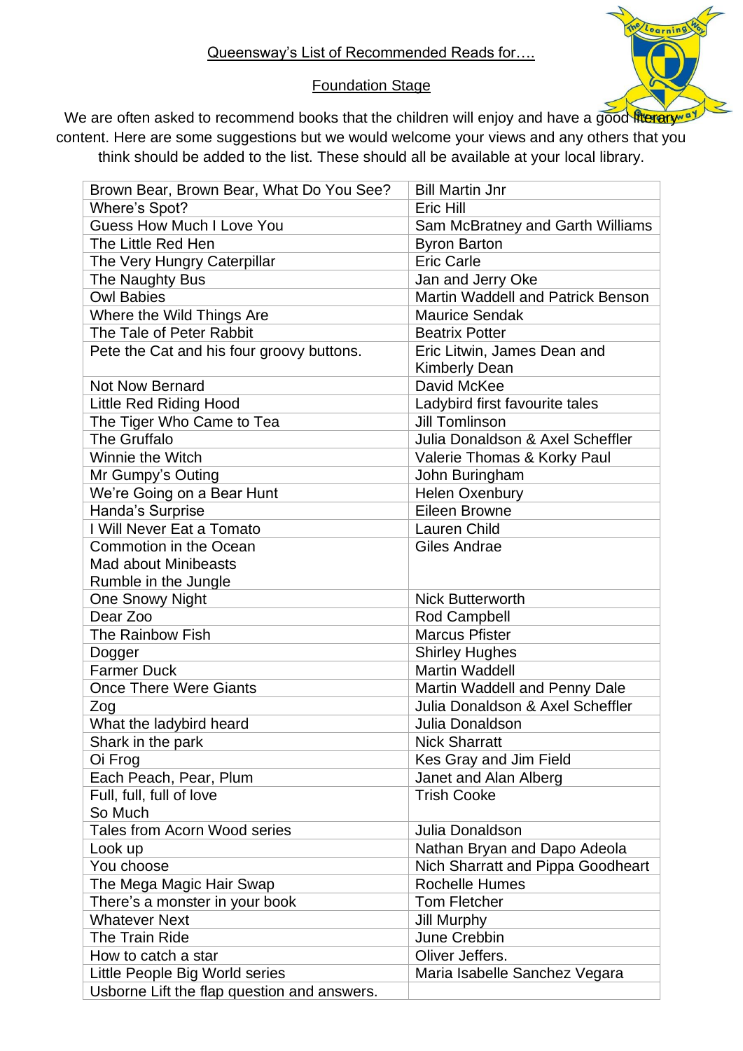Queensway's List of Recommended Reads for….

Foundation Stage

We are often asked to recommend books that the children will enjoy and have a good literary content. Here are some suggestions but we would welcome your views and any others that you think should be added to the list. These should all be available at your local library.

| | |
|---|---|
| Brown Bear, Brown Bear, What Do You See? | Bill Martin Jnr |
| Where's Spot? | Eric Hill |
| Guess How Much I Love You | Sam McBratney and Garth Williams |
| The Little Red Hen | Byron Barton |
| The Very Hungry Caterpillar | Eric Carle |
| The Naughty Bus | Jan and Jerry Oke |
| Owl Babies | Martin Waddell and Patrick Benson |
| Where the Wild Things Are | Maurice Sendak |
| The Tale of Peter Rabbit | Beatrix Potter |
| Pete the Cat and his four groovy buttons. | Eric Litwin, James Dean and Kimberly Dean |
| Not Now Bernard | David McKee |
| Little Red Riding Hood | Ladybird first favourite tales |
| The Tiger Who Came to Tea | Jill Tomlinson |
| The Gruffalo | Julia Donaldson & Axel Scheffler |
| Winnie the Witch | Valerie Thomas & Korky Paul |
| Mr Gumpy's Outing | John Buringham |
| We're Going on a Bear Hunt | Helen Oxenbury |
| Handa's Surprise | Eileen Browne |
| I Will Never Eat a Tomato | Lauren Child |
| Commotion in the Ocean<br>Mad about Minibeasts<br>Rumble in the Jungle | Giles Andrae |
| One Snowy Night | Nick Butterworth |
| Dear Zoo | Rod Campbell |
| The Rainbow Fish | Marcus Pfister |
| Dogger | Shirley Hughes |
| Farmer Duck | Martin Waddell |
| Once There Were Giants | Martin Waddell and Penny Dale |
| Zog | Julia Donaldson & Axel Scheffler |
| What the ladybird heard | Julia Donaldson |
| Shark in the park | Nick Sharratt |
| Oi Frog | Kes Gray and Jim Field |
| Each Peach, Pear, Plum | Janet and Alan Alberg |
| Full, full, full of love<br>So Much | Trish Cooke |
| Tales from Acorn Wood series | Julia Donaldson |
| Look up | Nathan Bryan and Dapo Adeola |
| You choose | Nich Sharratt and Pippa Goodheart |
| The Mega Magic Hair Swap | Rochelle Humes |
| There's a monster in your book | Tom Fletcher |
| Whatever Next | Jill Murphy |
| The Train Ride | June Crebbin |
| How to catch a star | Oliver Jeffers. |
| Little People Big World series | Maria Isabelle Sanchez Vegara |
| Usborne Lift the flap question and answers. | |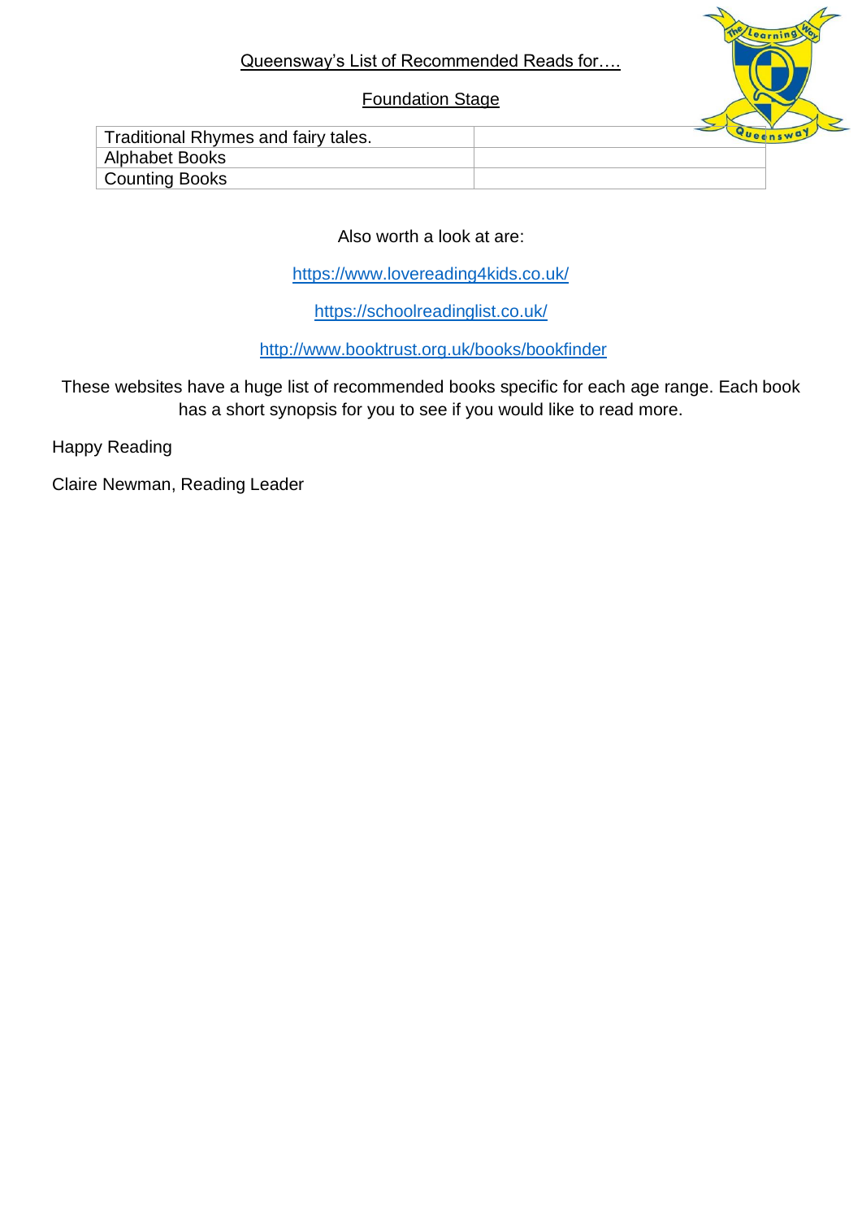Queensway's List of Recommended Reads for….

Foundation Stage

| | |
|---|---|
| Traditional Rhymes and fairy tales. | |
| Alphabet Books | |
| Counting Books | |

Also worth a look at are:

https://www.lovereading4kids.co.uk/

https://schoolreadinglist.co.uk/

http://www.booktrust.org.uk/books/bookfinder

These websites have a huge list of recommended books specific for each age range. Each book has a short synopsis for you to see if you would like to read more.

Happy Reading

Claire Newman, Reading Leader